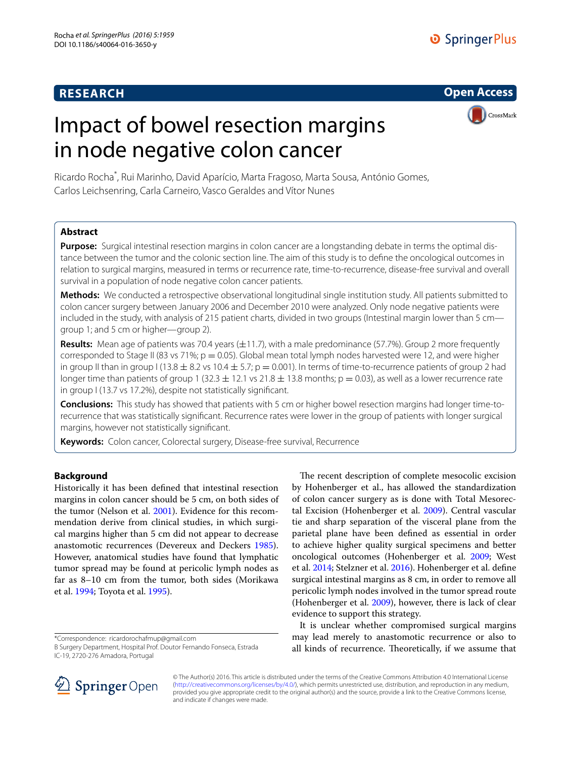RESEARCH

Open Access

# Impact of bowel resection margins in node negative colon cancer

Ricardo Rocha*, Rui Marinho, David Aparício, Marta Fragoso, Marta Sousa, António Gomes, Carlos Leichsenring, Carla Carneiro, Vasco Geraldes and Vítor Nunes

## Abstract

**Purpose:** Surgical intestinal resection margins in colon cancer are a longstanding debate in terms the optimal distance between the tumor and the colonic section line. The aim of this study is to define the oncological outcomes in relation to surgical margins, measured in terms or recurrence rate, time-to-recurrence, disease-free survival and overall survival in a population of node negative colon cancer patients.

**Methods:** We conducted a retrospective observational longitudinal single institution study. All patients submitted to colon cancer surgery between January 2006 and December 2010 were analyzed. Only node negative patients were included in the study, with analysis of 215 patient charts, divided in two groups (Intestinal margin lower than 5 cm—group 1; and 5 cm or higher—group 2).

**Results:** Mean age of patients was 70.4 years (±11.7), with a male predominance (57.7%). Group 2 more frequently corresponded to Stage II (83 vs 71%; $p = 0.05$). Global mean total lymph nodes harvested were 12, and were higher in group II than in group I (13.8 ± 8.2 vs 10.4 ± 5.7; $p = 0.001$). In terms of time-to-recurrence patients of group 2 had longer time than patients of group 1 (32.3 ± 12.1 vs 21.8 ± 13.8 months; $p = 0.03$), as well as a lower recurrence rate in group I (13.7 vs 17.2%), despite not statistically significant.

**Conclusions:** This study has showed that patients with 5 cm or higher bowel resection margins had longer time-to-recurrence that was statistically significant. Recurrence rates were lower in the group of patients with longer surgical margins, however not statistically significant.

**Keywords:** Colon cancer, Colorectal surgery, Disease-free survival, Recurrence

## Background

Historically it has been defined that intestinal resection margins in colon cancer should be 5 cm, on both sides of the tumor (Nelson et al. 2001). Evidence for this recommendation derive from clinical studies, in which surgical margins higher than 5 cm did not appear to decrease anastomotic recurrences (Devereux and Deckers 1985). However, anatomical studies have found that lymphatic tumor spread may be found at pericolic lymph nodes as far as 8–10 cm from the tumor, both sides (Morikawa et al. 1994; Toyota et al. 1995).

The recent description of complete mesocolic excision by Hohenberger et al., has allowed the standardization of colon cancer surgery as is done with Total Mesorectal Excision (Hohenberger et al. 2009). Central vascular tie and sharp separation of the visceral plane from the parietal plane have been defined as essential in order to achieve higher quality surgical specimens and better oncological outcomes (Hohenberger et al. 2009; West et al. 2014; Stelzner et al. 2016). Hohenberger et al. define surgical intestinal margins as 8 cm, in order to remove all pericolic lymph nodes involved in the tumor spread route (Hohenberger et al. 2009), however, there is lack of clear evidence to support this strategy.

It is unclear whether compromised surgical margins may lead merely to anastomotic recurrence or also to all kinds of recurrence. Theoretically, if we assume that

*Correspondence: ricardorochafmup@gmail.com
B Surgery Department, Hospital Prof. Doutor Fernando Fonseca, Estrada IC-19, 2720-276 Amadora, Portugal

© The Author(s) 2016. This article is distributed under the terms of the Creative Commons Attribution 4.0 International License (http://creativecommons.org/licenses/by/4.0/), which permits unrestricted use, distribution, and reproduction in any medium, provided you give appropriate credit to the original author(s) and the source, provide a link to the Creative Commons license, and indicate if changes were made.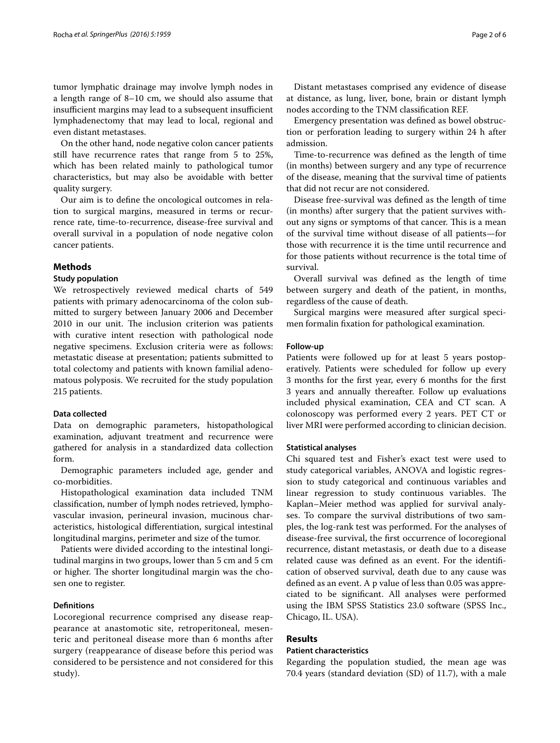tumor lymphatic drainage may involve lymph nodes in a length range of 8–10 cm, we should also assume that insufficient margins may lead to a subsequent insufficient lymphadenectomy that may lead to local, regional and even distant metastases.

On the other hand, node negative colon cancer patients still have recurrence rates that range from 5 to 25%, which has been related mainly to pathological tumor characteristics, but may also be avoidable with better quality surgery.

Our aim is to define the oncological outcomes in relation to surgical margins, measured in terms or recurrence rate, time-to-recurrence, disease-free survival and overall survival in a population of node negative colon cancer patients.

## Methods

### Study population

We retrospectively reviewed medical charts of 549 patients with primary adenocarcinoma of the colon submitted to surgery between January 2006 and December 2010 in our unit. The inclusion criterion was patients with curative intent resection with pathological node negative specimens. Exclusion criteria were as follows: metastatic disease at presentation; patients submitted to total colectomy and patients with known familial adenomatous polyposis. We recruited for the study population 215 patients.

#### Data collected

Data on demographic parameters, histopathological examination, adjuvant treatment and recurrence were gathered for analysis in a standardized data collection form.

Demographic parameters included age, gender and co-morbidities.

Histopathological examination data included TNM classification, number of lymph nodes retrieved, lymphovascular invasion, perineural invasion, mucinous characteristics, histological differentiation, surgical intestinal longitudinal margins, perimeter and size of the tumor.

Patients were divided according to the intestinal longitudinal margins in two groups, lower than 5 cm and 5 cm or higher. The shorter longitudinal margin was the chosen one to register.

#### Definitions

Locoregional recurrence comprised any disease reappearance at anastomotic site, retroperitoneal, mesenteric and peritoneal disease more than 6 months after surgery (reappearance of disease before this period was considered to be persistence and not considered for this study).

Distant metastases comprised any evidence of disease at distance, as lung, liver, bone, brain or distant lymph nodes according to the TNM classification REF.

Emergency presentation was defined as bowel obstruction or perforation leading to surgery within 24 h after admission.

Time-to-recurrence was defined as the length of time (in months) between surgery and any type of recurrence of the disease, meaning that the survival time of patients that did not recur are not considered.

Disease free-survival was defined as the length of time (in months) after surgery that the patient survives without any signs or symptoms of that cancer. This is a mean of the survival time without disease of all patients—for those with recurrence it is the time until recurrence and for those patients without recurrence is the total time of survival.

Overall survival was defined as the length of time between surgery and death of the patient, in months, regardless of the cause of death.

Surgical margins were measured after surgical specimen formalin fixation for pathological examination.

#### Follow-up

Patients were followed up for at least 5 years postoperatively. Patients were scheduled for follow up every 3 months for the first year, every 6 months for the first 3 years and annually thereafter. Follow up evaluations included physical examination, CEA and CT scan. A colonoscopy was performed every 2 years. PET CT or liver MRI were performed according to clinician decision.

#### Statistical analyses

Chi squared test and Fisher's exact test were used to study categorical variables, ANOVA and logistic regression to study categorical and continuous variables and linear regression to study continuous variables. The Kaplan–Meier method was applied for survival analyses. To compare the survival distributions of two samples, the log-rank test was performed. For the analyses of disease-free survival, the first occurrence of locoregional recurrence, distant metastasis, or death due to a disease related cause was defined as an event. For the identification of observed survival, death due to any cause was defined as an event. A p value of less than 0.05 was appreciated to be significant. All analyses were performed using the IBM SPSS Statistics 23.0 software (SPSS Inc., Chicago, IL. USA).

## Results

### Patient characteristics

Regarding the population studied, the mean age was 70.4 years (standard deviation (SD) of 11.7), with a male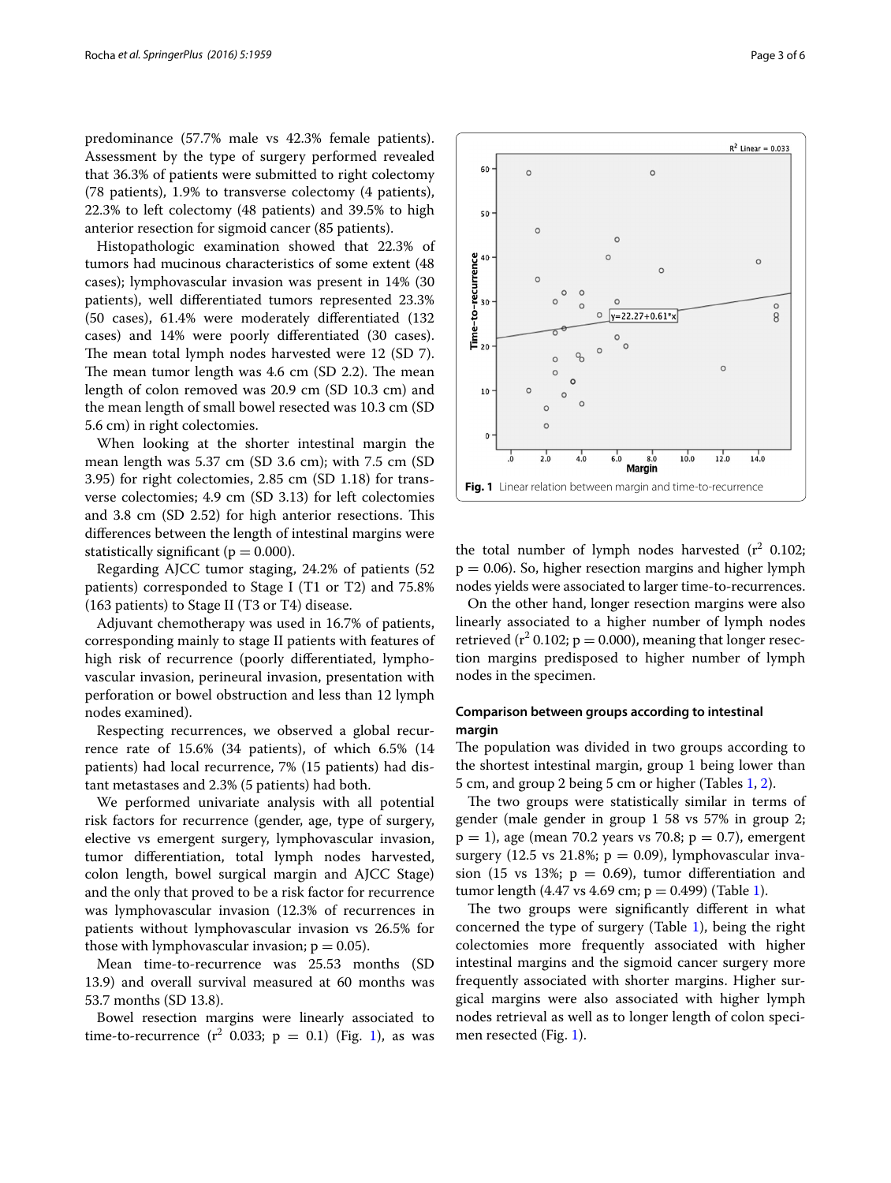predominance (57.7% male vs 42.3% female patients). Assessment by the type of surgery performed revealed that 36.3% of patients were submitted to right colectomy (78 patients), 1.9% to transverse colectomy (4 patients), 22.3% to left colectomy (48 patients) and 39.5% to high anterior resection for sigmoid cancer (85 patients).

Histopathologic examination showed that 22.3% of tumors had mucinous characteristics of some extent (48 cases); lymphovascular invasion was present in 14% (30 patients), well differentiated tumors represented 23.3% (50 cases), 61.4% were moderately differentiated (132 cases) and 14% were poorly differentiated (30 cases). The mean total lymph nodes harvested were 12 (SD 7). The mean tumor length was 4.6 cm (SD 2.2). The mean length of colon removed was 20.9 cm (SD 10.3 cm) and the mean length of small bowel resected was 10.3 cm (SD 5.6 cm) in right colectomies.

When looking at the shorter intestinal margin the mean length was 5.37 cm (SD 3.6 cm); with 7.5 cm (SD 3.95) for right colectomies, 2.85 cm (SD 1.18) for transverse colectomies; 4.9 cm (SD 3.13) for left colectomies and 3.8 cm (SD 2.52) for high anterior resections. This differences between the length of intestinal margins were statistically significant ($p = 0.000$).

Regarding AJCC tumor staging, 24.2% of patients (52 patients) corresponded to Stage I (T1 or T2) and 75.8% (163 patients) to Stage II (T3 or T4) disease.

Adjuvant chemotherapy was used in 16.7% of patients, corresponding mainly to stage II patients with features of high risk of recurrence (poorly differentiated, lymphovascular invasion, perineural invasion, presentation with perforation or bowel obstruction and less than 12 lymph nodes examined).

Respecting recurrences, we observed a global recurrence rate of 15.6% (34 patients), of which 6.5% (14 patients) had local recurrence, 7% (15 patients) had distant metastases and 2.3% (5 patients) had both.

We performed univariate analysis with all potential risk factors for recurrence (gender, age, type of surgery, elective vs emergent surgery, lymphovascular invasion, tumor differentiation, total lymph nodes harvested, colon length, bowel surgical margin and AJCC Stage) and the only that proved to be a risk factor for recurrence was lymphovascular invasion (12.3% of recurrences in patients without lymphovascular invasion vs 26.5% for those with lymphovascular invasion; $p = 0.05$).

Mean time-to-recurrence was 25.53 months (SD 13.9) and overall survival measured at 60 months was 53.7 months (SD 13.8).

Bowel resection margins were linearly associated to time-to-recurrence ($r^2$ 0.033; $p = 0.1$) (Fig. 1), as was the total number of lymph nodes harvested ($r^2$ 0.102; $p = 0.06$). So, higher resection margins and higher lymph nodes yields were associated to larger time-to-recurrences.

**Fig. 1** Linear relation between margin and time-to-recurrence

On the other hand, longer resection margins were also linearly associated to a higher number of lymph nodes retrieved ($r^2$ 0.102; $p = 0.000$), meaning that longer resection margins predisposed to higher number of lymph nodes in the specimen.

### Comparison between groups according to intestinal margin

The population was divided in two groups according to the shortest intestinal margin, group 1 being lower than 5 cm, and group 2 being 5 cm or higher (Tables 1, 2).

The two groups were statistically similar in terms of gender (male gender in group 1 58 vs 57% in group 2; $p = 1$), age (mean 70.2 years vs 70.8; $p = 0.7$), emergent surgery (12.5 vs 21.8%; $p = 0.09$), lymphovascular invasion (15 vs 13%; $p = 0.69$), tumor differentiation and tumor length (4.47 vs 4.69 cm; $p = 0.499$) (Table 1).

The two groups were significantly different in what concerned the type of surgery (Table 1), being the right colectomies more frequently associated with higher intestinal margins and the sigmoid cancer surgery more frequently associated with shorter margins. Higher surgical margins were also associated with higher lymph nodes retrieval as well as to longer length of colon specimen resected (Fig. 1).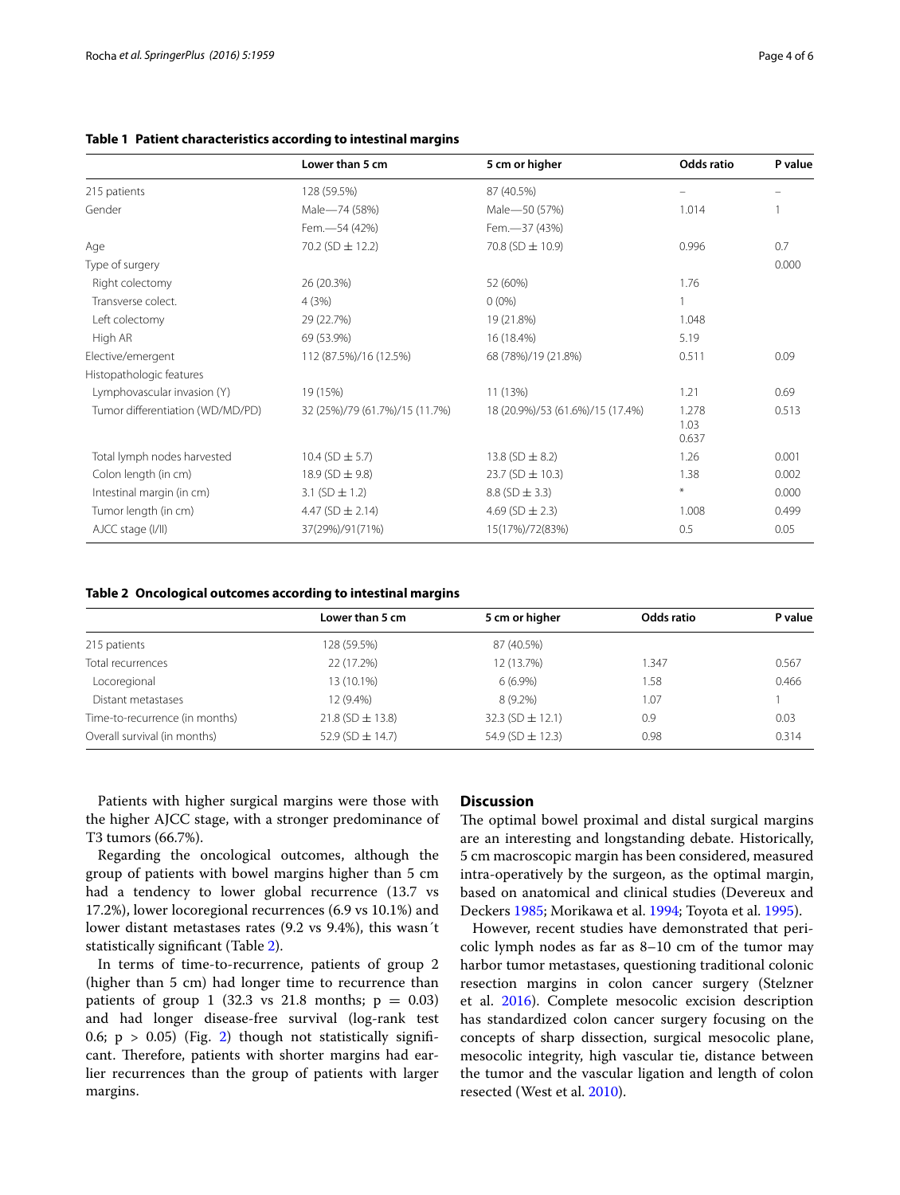**Table 1 Patient characteristics according to intestinal margins**

| | Lower than 5 cm | 5 cm or higher | Odds ratio | P value |
|---|---|---|---|---|
| 215 patients | 128 (59.5%) | 87 (40.5%) | – | – |
| Gender | Male—74 (58%) | Male—50 (57%) | 1.014 | 1 |
| | Fem.—54 (42%) | Fem.—37 (43%) | | |
| Age | 70.2 (SD ± 12.2) | 70.8 (SD ± 10.9) | 0.996 | 0.7 |
| Type of surgery | | | | 0.000 |
| Right colectomy | 26 (20.3%) | 52 (60%) | 1.76 | |
| Transverse colect. | 4 (3%) | 0 (0%) | 1 | |
| Left colectomy | 29 (22.7%) | 19 (21.8%) | 1.048 | |
| High AR | 69 (53.9%) | 16 (18.4%) | 5.19 | |
| Elective/emergent | 112 (87.5%)/16 (12.5%) | 68 (78%)/19 (21.8%) | 0.511 | 0.09 |
| Histopathologic features | | | | |
| Lymphovascular invasion (Y) | 19 (15%) | 11 (13%) | 1.21 | 0.69 |
| Tumor differentiation (WD/MD/PD) | 32 (25%)/79 (61.7%)/15 (11.7%) | 18 (20.9%)/53 (61.6%)/15 (17.4%) | 1.278<br>1.03<br>0.637 | 0.513 |
| Total lymph nodes harvested | 10.4 (SD ± 5.7) | 13.8 (SD ± 8.2) | 1.26 | 0.001 |
| Colon length (in cm) | 18.9 (SD ± 9.8) | 23.7 (SD ± 10.3) | 1.38 | 0.002 |
| Intestinal margin (in cm) | 3.1 (SD ± 1.2) | 8.8 (SD ± 3.3) | * | 0.000 |
| Tumor length (in cm) | 4.47 (SD ± 2.14) | 4.69 (SD ± 2.3) | 1.008 | 0.499 |
| AJCC stage (I/II) | 37(29%)/91(71%) | 15(17%)/72(83%) | 0.5 | 0.05 |

**Table 2 Oncological outcomes according to intestinal margins**

| | Lower than 5 cm | 5 cm or higher | Odds ratio | P value |
|---|---|---|---|---|
| 215 patients | 128 (59.5%) | 87 (40.5%) | | |
| Total recurrences | 22 (17.2%) | 12 (13.7%) | 1.347 | 0.567 |
| Locoregional | 13 (10.1%) | 6 (6.9%) | 1.58 | 0.466 |
| Distant metastases | 12 (9.4%) | 8 (9.2%) | 1.07 | 1 |
| Time-to-recurrence (in months) | 21.8 (SD ± 13.8) | 32.3 (SD ± 12.1) | 0.9 | 0.03 |
| Overall survival (in months) | 52.9 (SD ± 14.7) | 54.9 (SD ± 12.3) | 0.98 | 0.314 |

Patients with higher surgical margins were those with the higher AJCC stage, with a stronger predominance of T3 tumors (66.7%).

Regarding the oncological outcomes, although the group of patients with bowel margins higher than 5 cm had a tendency to lower global recurrence (13.7 vs 17.2%), lower locoregional recurrences (6.9 vs 10.1%) and lower distant metastases rates (9.2 vs 9.4%), this wasn´t statistically significant (Table 2).

In terms of time-to-recurrence, patients of group 2 (higher than 5 cm) had longer time to recurrence than patients of group 1 (32.3 vs 21.8 months; $p = 0.03$) and had longer disease-free survival (log-rank test 0.6; $p > 0.05$) (Fig. 2) though not statistically significant. Therefore, patients with shorter margins had earlier recurrences than the group of patients with larger margins.

## Discussion

The optimal bowel proximal and distal surgical margins are an interesting and longstanding debate. Historically, 5 cm macroscopic margin has been considered, measured intra-operatively by the surgeon, as the optimal margin, based on anatomical and clinical studies (Devereux and Deckers 1985; Morikawa et al. 1994; Toyota et al. 1995).

However, recent studies have demonstrated that pericolic lymph nodes as far as 8–10 cm of the tumor may harbor tumor metastases, questioning traditional colonic resection margins in colon cancer surgery (Stelzner et al. 2016). Complete mesocolic excision description has standardized colon cancer surgery focusing on the concepts of sharp dissection, surgical mesocolic plane, mesocolic integrity, high vascular tie, distance between the tumor and the vascular ligation and length of colon resected (West et al. 2010).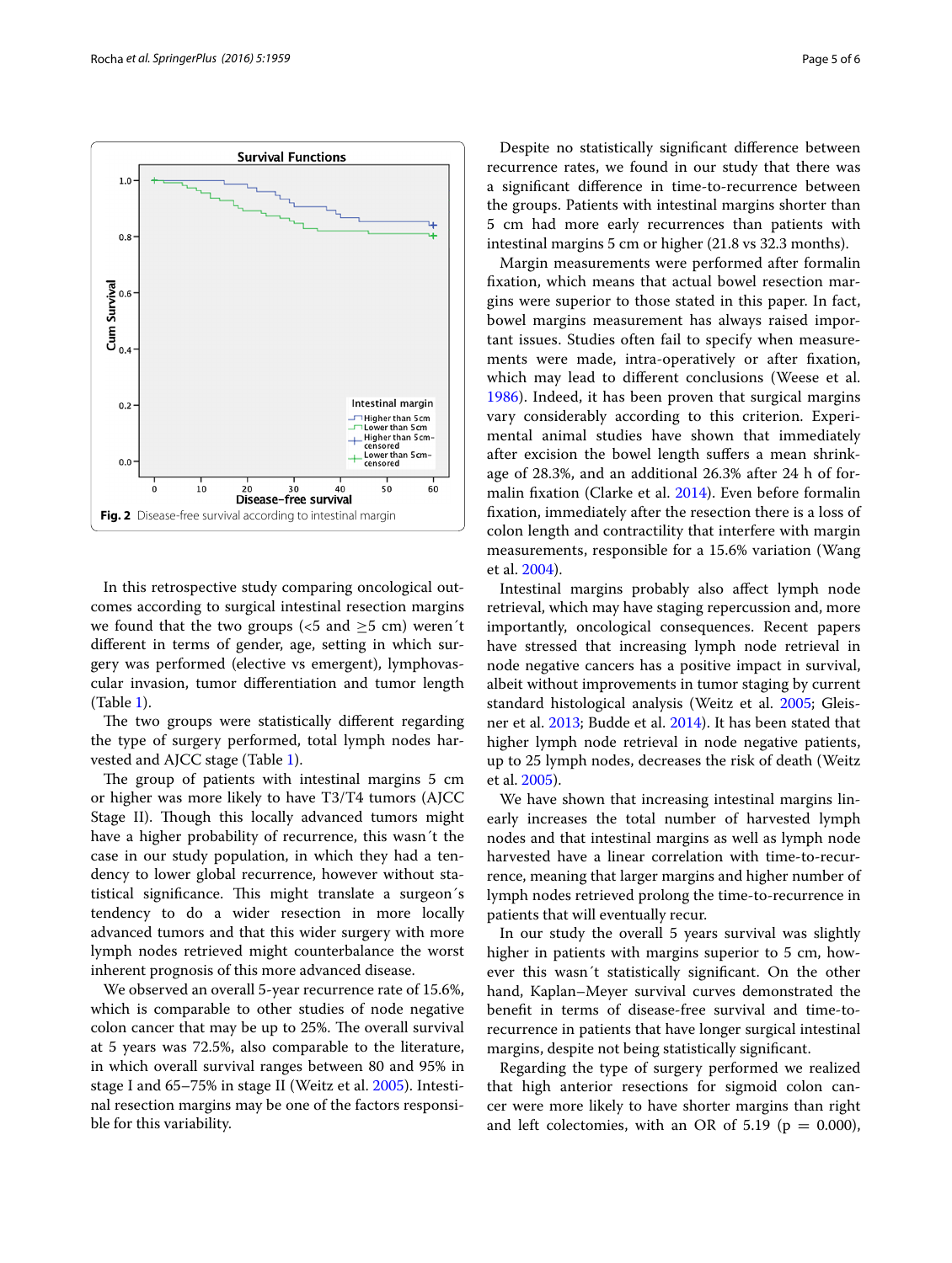Fig. 2 Disease-free survival according to intestinal margin

In this retrospective study comparing oncological outcomes according to surgical intestinal resection margins we found that the two groups (<5 and ≥5 cm) weren´t different in terms of gender, age, setting in which surgery was performed (elective vs emergent), lymphovascular invasion, tumor differentiation and tumor length (Table 1).

The two groups were statistically different regarding the type of surgery performed, total lymph nodes harvested and AJCC stage (Table 1).

The group of patients with intestinal margins 5 cm or higher was more likely to have T3/T4 tumors (AJCC Stage II). Though this locally advanced tumors might have a higher probability of recurrence, this wasn´t the case in our study population, in which they had a tendency to lower global recurrence, however without statistical significance. This might translate a surgeon´s tendency to do a wider resection in more locally advanced tumors and that this wider surgery with more lymph nodes retrieved might counterbalance the worst inherent prognosis of this more advanced disease.

We observed an overall 5-year recurrence rate of 15.6%, which is comparable to other studies of node negative colon cancer that may be up to 25%. The overall survival at 5 years was 72.5%, also comparable to the literature, in which overall survival ranges between 80 and 95% in stage I and 65–75% in stage II (Weitz et al. 2005). Intestinal resection margins may be one of the factors responsible for this variability.

Despite no statistically significant difference between recurrence rates, we found in our study that there was a significant difference in time-to-recurrence between the groups. Patients with intestinal margins shorter than 5 cm had more early recurrences than patients with intestinal margins 5 cm or higher (21.8 vs 32.3 months).

Margin measurements were performed after formalin fixation, which means that actual bowel resection margins were superior to those stated in this paper. In fact, bowel margins measurement has always raised important issues. Studies often fail to specify when measurements were made, intra-operatively or after fixation, which may lead to different conclusions (Weese et al. 1986). Indeed, it has been proven that surgical margins vary considerably according to this criterion. Experimental animal studies have shown that immediately after excision the bowel length suffers a mean shrinkage of 28.3%, and an additional 26.3% after 24 h of formalin fixation (Clarke et al. 2014). Even before formalin fixation, immediately after the resection there is a loss of colon length and contractility that interfere with margin measurements, responsible for a 15.6% variation (Wang et al. 2004).

Intestinal margins probably also affect lymph node retrieval, which may have staging repercussion and, more importantly, oncological consequences. Recent papers have stressed that increasing lymph node retrieval in node negative cancers has a positive impact in survival, albeit without improvements in tumor staging by current standard histological analysis (Weitz et al. 2005; Gleisner et al. 2013; Budde et al. 2014). It has been stated that higher lymph node retrieval in node negative patients, up to 25 lymph nodes, decreases the risk of death (Weitz et al. 2005).

We have shown that increasing intestinal margins linearly increases the total number of harvested lymph nodes and that intestinal margins as well as lymph node harvested have a linear correlation with time-to-recurrence, meaning that larger margins and higher number of lymph nodes retrieved prolong the time-to-recurrence in patients that will eventually recur.

In our study the overall 5 years survival was slightly higher in patients with margins superior to 5 cm, however this wasn´t statistically significant. On the other hand, Kaplan–Meyer survival curves demonstrated the benefit in terms of disease-free survival and time-to-recurrence in patients that have longer surgical intestinal margins, despite not being statistically significant.

Regarding the type of surgery performed we realized that high anterior resections for sigmoid colon cancer were more likely to have shorter margins than right and left colectomies, with an OR of 5.19 ($p = 0.000$),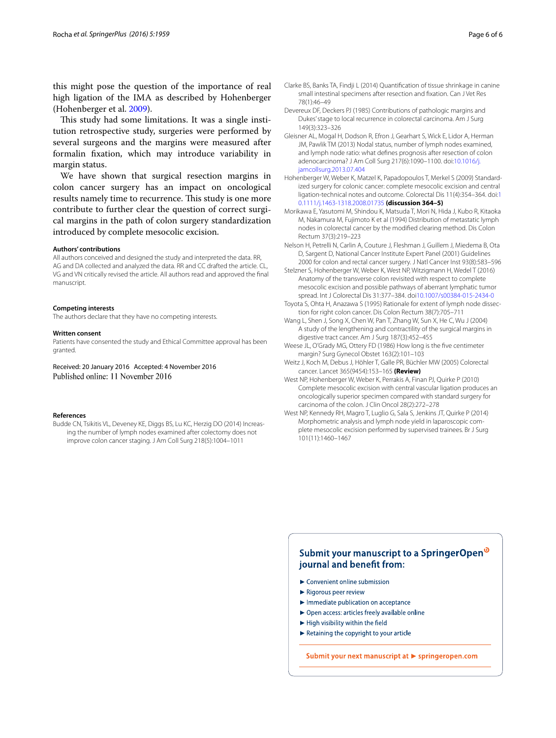this might pose the question of the importance of real high ligation of the IMA as described by Hohenberger (Hohenberger et al. 2009).

This study had some limitations. It was a single institution retrospective study, surgeries were performed by several surgeons and the margins were measured after formalin fixation, which may introduce variability in margin status.

We have shown that surgical resection margins in colon cancer surgery has an impact on oncological results namely time to recurrence. This study is one more contribute to further clear the question of correct surgical margins in the path of colon surgery standardization introduced by complete mesocolic excision.

#### Authors' contributions

All authors conceived and designed the study and interpreted the data. RR, AG and DA collected and analyzed the data. RR and CC drafted the article. CL, VG and VN critically revised the article. All authors read and approved the final manuscript.

#### Competing interests

The authors declare that they have no competing interests.

#### Written consent

Patients have consented the study and Ethical Committee approval has been granted.

Received: 20 January 2016 Accepted: 4 November 2016
Published online: 11 November 2016

#### References

Budde CN, Tsikitis VL, Deveney KE, Diggs BS, Lu KC, Herzig DO (2014) Increasing the number of lymph nodes examined after colectomy does not improve colon cancer staging. J Am Coll Surg 218(5):1004–1011

Clarke BS, Banks TA, Findji L (2014) Quantification of tissue shrinkage in canine small intestinal specimens after resection and fixation. Can J Vet Res 78(1):46–49

Devereux DF, Deckers PJ (1985) Contributions of pathologic margins and Dukes' stage to local recurrence in colorectal carcinoma. Am J Surg 149(3):323–326

Gleisner AL, Mogal H, Dodson R, Efron J, Gearhart S, Wick E, Lidor A, Herman JM, Pawlik TM (2013) Nodal status, number of lymph nodes examined, and lymph node ratio: what defines prognosis after resection of colon adenocarcinoma? J Am Coll Surg 217(6):1090–1100. doi:10.1016/j.jamcollsurg.2013.07.404

Hohenberger W, Weber K, Matzel K, Papadopoulos T, Merkel S (2009) Standardized surgery for colonic cancer: complete mesocolic excision and central ligation-technical notes and outcome. Colorectal Dis 11(4):354–364. doi:10.1111/j.1463-1318.2008.01735 **(discussion 364–5)**

Morikawa E, Yasutomi M, Shindou K, Matsuda T, Mori N, Hida J, Kubo R, Kitaoka M, Nakamura M, Fujimoto K et al (1994) Distribution of metastatic lymph nodes in colorectal cancer by the modified clearing method. Dis Colon Rectum 37(3):219–223

Nelson H, Petrelli N, Carlin A, Couture J, Fleshman J, Guillem J, Miedema B, Ota D, Sargent D, National Cancer Institute Expert Panel (2001) Guidelines 2000 for colon and rectal cancer surgery. J Natl Cancer Inst 93(8):583–596

Stelzner S, Hohenberger W, Weber K, West NP, Witzigmann H, Wedel T (2016) Anatomy of the transverse colon revisited with respect to complete mesocolic excision and possible pathways of aberrant lymphatic tumor spread. Int J Colorectal Dis 31:377–384. doi10.1007/s00384-015-2434-0

Toyota S, Ohta H, Anazawa S (1995) Rationale for extent of lymph node dissection for right colon cancer. Dis Colon Rectum 38(7):705–711

Wang L, Shen J, Song X, Chen W, Pan T, Zhang W, Sun X, He C, Wu J (2004) A study of the lengthening and contractility of the surgical margins in digestive tract cancer. Am J Surg 187(3):452–455

Weese JL, O'Grady MG, Ottery FD (1986) How long is the five centimeter margin? Surg Gynecol Obstet 163(2):101–103

Weitz J, Koch M, Debus J, Höhler T, Galle PR, Büchler MW (2005) Colorectal cancer. Lancet 365(9454):153–165 **(Review)**

West NP, Hohenberger W, Weber K, Perrakis A, Finan PJ, Quirke P (2010) Complete mesocolic excision with central vascular ligation produces an oncologically superior specimen compared with standard surgery for carcinoma of the colon. J Clin Oncol 28(2):272–278

West NP, Kennedy RH, Magro T, Luglio G, Sala S, Jenkins JT, Quirke P (2014) Morphometric analysis and lymph node yield in laparoscopic complete mesocolic excision performed by supervised trainees. Br J Surg 101(11):1460–1467

**Submit your manuscript to a SpringerOpen journal and benefit from:**

- ► Convenient online submission
- ► Rigorous peer review
- ► Immediate publication on acceptance
- ► Open access: articles freely available online
- ► High visibility within the field
- ► Retaining the copyright to your article

**Submit your next manuscript at ► springeropen.com**